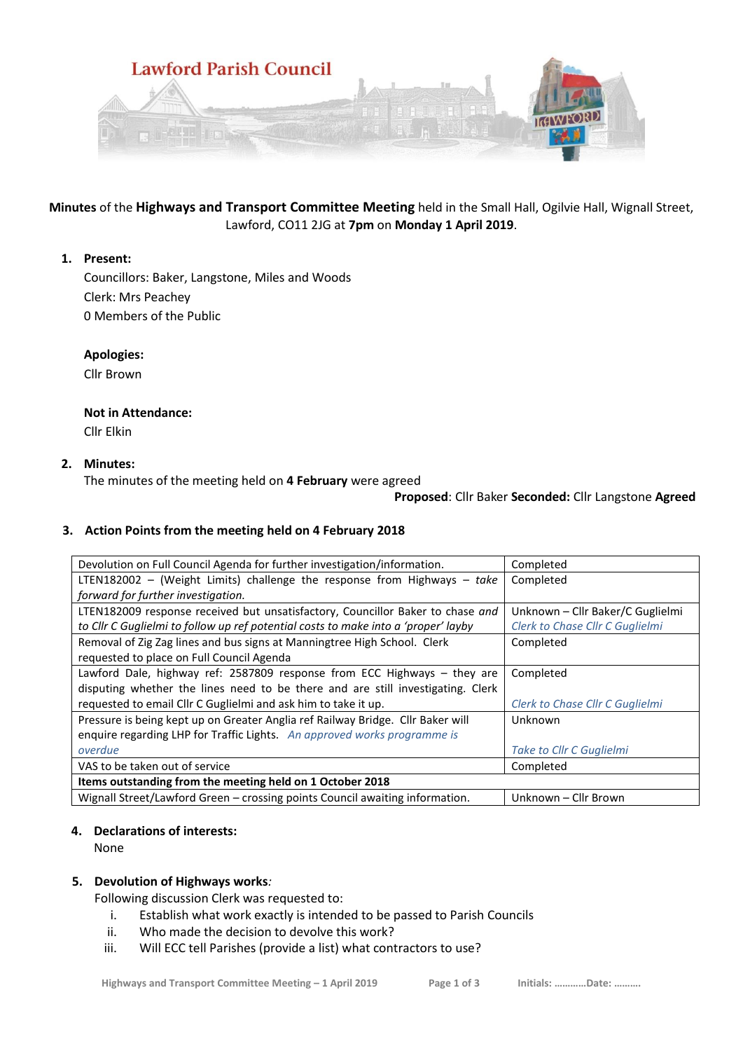# Lawford Parish Council

**Minutes** of the **Highways and Transport Committee Meeting** held in the Small Hall, Ogilvie Hall, Wignall Street, Lawford, CO11 2JG at **7pm** on **Monday 1 April 2019**.

1. **Present:**
   Councillors: Baker, Langstone, Miles and Woods
   Clerk: Mrs Peachey
   0 Members of the Public

   **Apologies:**
   Cllr Brown

   **Not in Attendance:**
   Cllr Elkin

2. **Minutes:**
   The minutes of the meeting held on **4 February** were agreed

   **Proposed**: Cllr Baker **Seconded:** Cllr Langstone **Agreed**

3. **Action Points from the meeting held on 4 February 2018**

| | |
|---|---|
| Devolution on Full Council Agenda for further investigation/information. | Completed |
| LTEN182002 – (Weight Limits) challenge the response from Highways – *take forward for further investigation.* | Completed |
| LTEN182009 response received but unsatisfactory, Councillor Baker to chase *and to Cllr C Guglielmi to follow up ref potential costs to make into a 'proper' layby* | Unknown – Cllr Baker/C Guglielmi *Clerk to Chase Cllr C Guglielmi* |
| Removal of Zig Zag lines and bus signs at Manningtree High School. Clerk requested to place on Full Council Agenda | Completed |
| Lawford Dale, highway ref: 2587809 response from ECC Highways – they are disputing whether the lines need to be there and are still investigating. Clerk requested to email Cllr C Guglielmi and ask him to take it up. | Completed *Clerk to Chase Cllr C Guglielmi* |
| Pressure is being kept up on Greater Anglia ref Railway Bridge. Cllr Baker will enquire regarding LHP for Traffic Lights. *An approved works programme is overdue* | Unknown *Take to Cllr C Guglielmi* |
| VAS to be taken out of service | Completed |
| **Items outstanding from the meeting held on 1 October 2018** | |
| Wignall Street/Lawford Green – crossing points Council awaiting information. | Unknown – Cllr Brown |

4. **Declarations of interests:**
   None

5. **Devolution of Highways works***:*
   Following discussion Clerk was requested to:
   i. Establish what work exactly is intended to be passed to Parish Councils
   ii. Who made the decision to devolve this work?
   iii. Will ECC tell Parishes (provide a list) what contractors to use?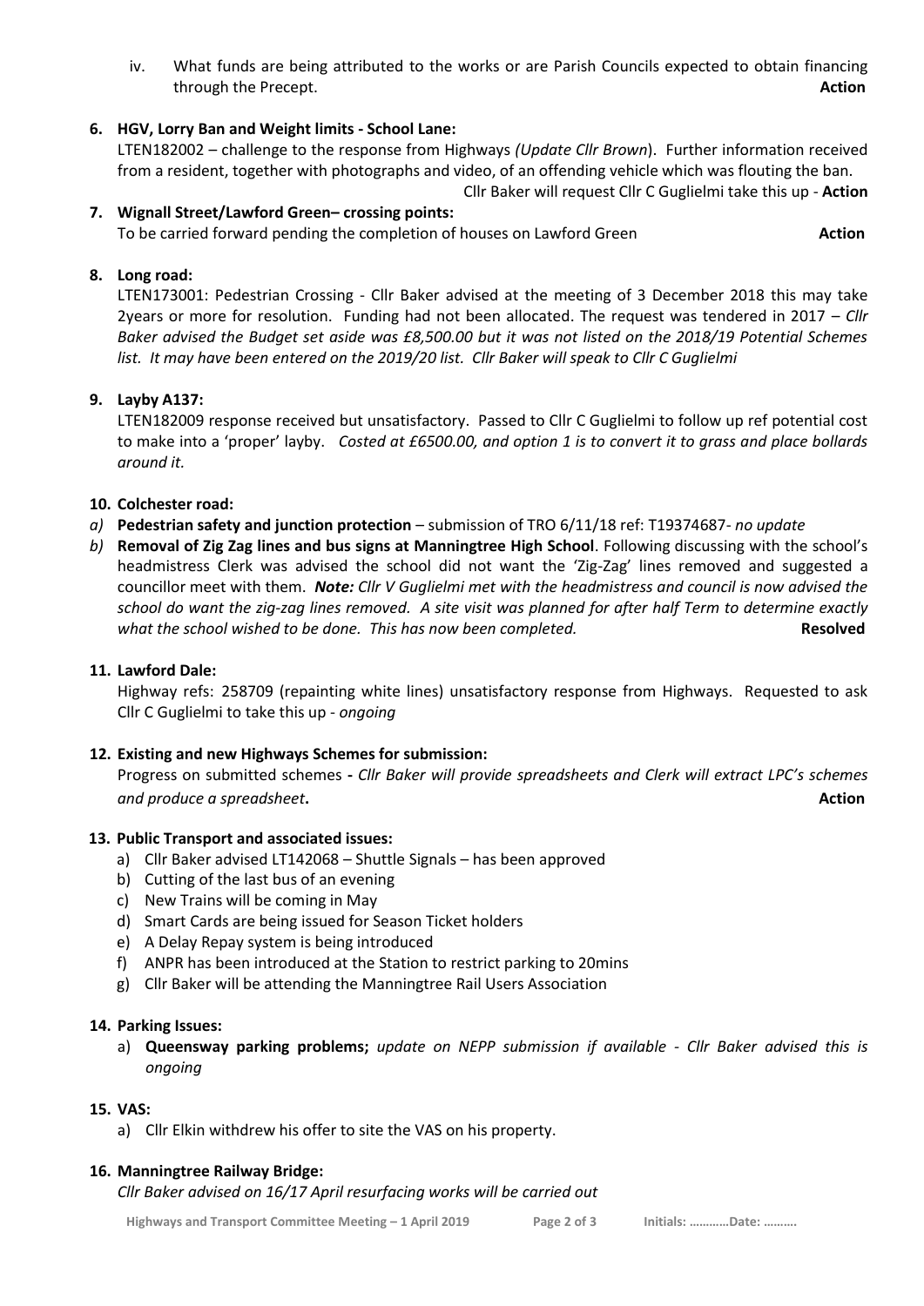iv. What funds are being attributed to the works or are Parish Councils expected to obtain financing through the Precept. **Action**

**6. HGV, Lorry Ban and Weight limits - School Lane:**

LTEN182002 – challenge to the response from Highways *(Update Cllr Brown*). Further information received from a resident, together with photographs and video, of an offending vehicle which was flouting the ban.

Cllr Baker will request Cllr C Guglielmi take this up - **Action**

**7. Wignall Street/Lawford Green– crossing points:**

To be carried forward pending the completion of houses on Lawford Green **Action**

**8. Long road:**

LTEN173001: Pedestrian Crossing - Cllr Baker advised at the meeting of 3 December 2018 this may take 2years or more for resolution. Funding had not been allocated. The request was tendered in 2017 – *Cllr Baker advised the Budget set aside was £8,500.00 but it was not listed on the 2018/19 Potential Schemes list. It may have been entered on the 2019/20 list. Cllr Baker will speak to Cllr C Guglielmi*

**9. Layby A137:**

LTEN182009 response received but unsatisfactory. Passed to Cllr C Guglielmi to follow up ref potential cost to make into a 'proper' layby. *Costed at £6500.00, and option 1 is to convert it to grass and place bollards around it.*

**10. Colchester road:**

*a)* **Pedestrian safety and junction protection** – submission of TRO 6/11/18 ref: T19374687- *no update*

*b)* **Removal of Zig Zag lines and bus signs at Manningtree High School**. Following discussing with the school's headmistress Clerk was advised the school did not want the 'Zig-Zag' lines removed and suggested a councillor meet with them. ***Note:*** *Cllr V Guglielmi met with the headmistress and council is now advised the school do want the zig-zag lines removed. A site visit was planned for after half Term to determine exactly what the school wished to be done. This has now been completed.* **Resolved**

**11. Lawford Dale:**

Highway refs: 258709 (repainting white lines) unsatisfactory response from Highways. Requested to ask Cllr C Guglielmi to take this up - *ongoing*

**12. Existing and new Highways Schemes for submission:**

Progress on submitted schemes **-** *Cllr Baker will provide spreadsheets and Clerk will extract LPC's schemes and produce a spreadsheet***.** **Action**

**13. Public Transport and associated issues:**

a) Cllr Baker advised LT142068 – Shuttle Signals – has been approved
b) Cutting of the last bus of an evening
c) New Trains will be coming in May
d) Smart Cards are being issued for Season Ticket holders
e) A Delay Repay system is being introduced
f) ANPR has been introduced at the Station to restrict parking to 20mins
g) Cllr Baker will be attending the Manningtree Rail Users Association

**14. Parking Issues:**

a) **Queensway parking problems;** *update on NEPP submission if available - Cllr Baker advised this is ongoing*

**15. VAS:**

a) Cllr Elkin withdrew his offer to site the VAS on his property.

**16. Manningtree Railway Bridge:**

*Cllr Baker advised on 16/17 April resurfacing works will be carried out*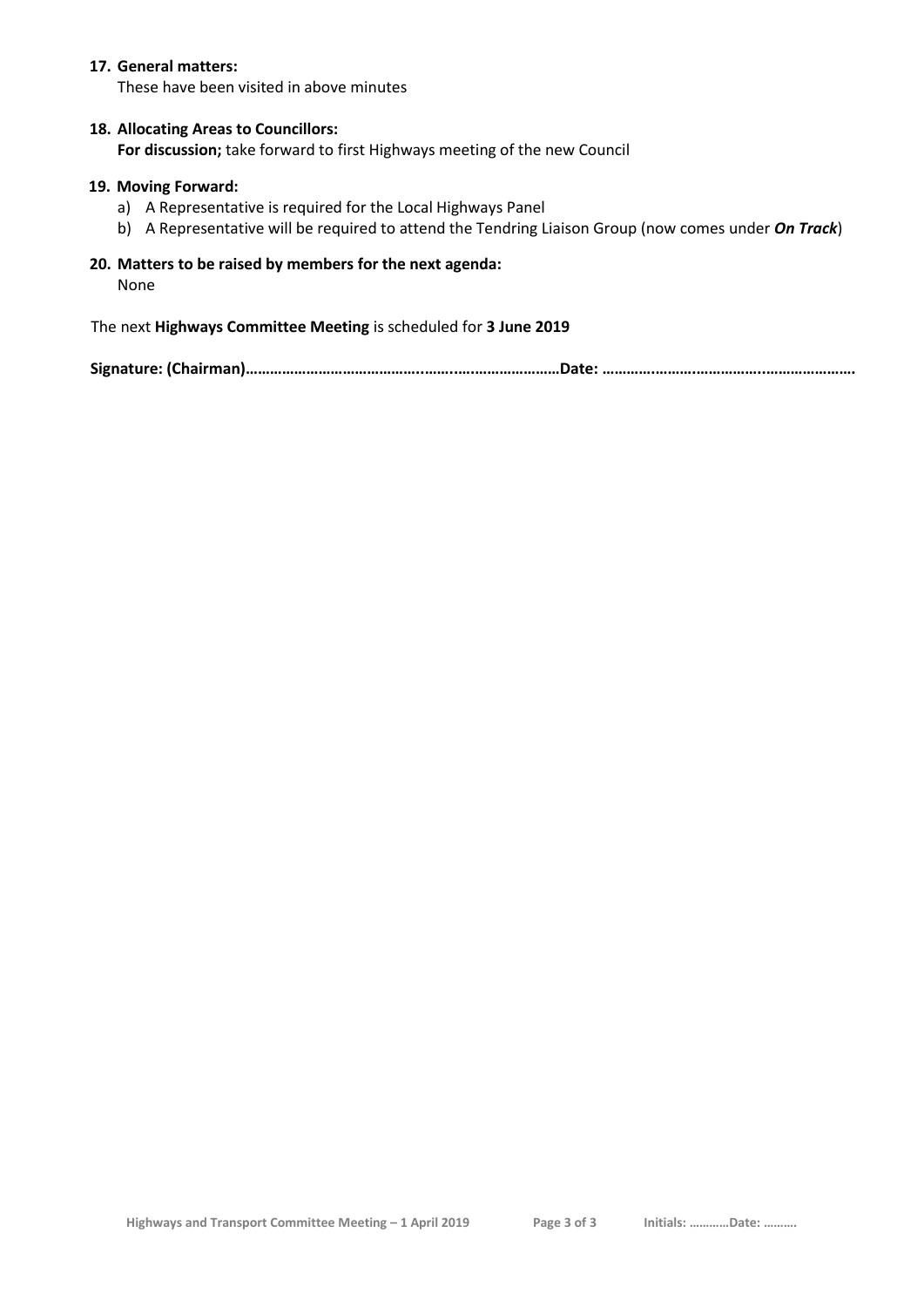**17. General matters:**
These have been visited in above minutes

**18. Allocating Areas to Councillors:**
**For discussion;** take forward to first Highways meeting of the new Council

**19. Moving Forward:**

a) A Representative is required for the Local Highways Panel
b) A Representative will be required to attend the Tendring Liaison Group (now comes under ***On Track***)

**20. Matters to be raised by members for the next agenda:**
None

The next **Highways Committee Meeting** is scheduled for **3 June 2019**

**Signature: (Chairman)…………………………………….……..…..……………….Date: ………….……….………………..………………….**